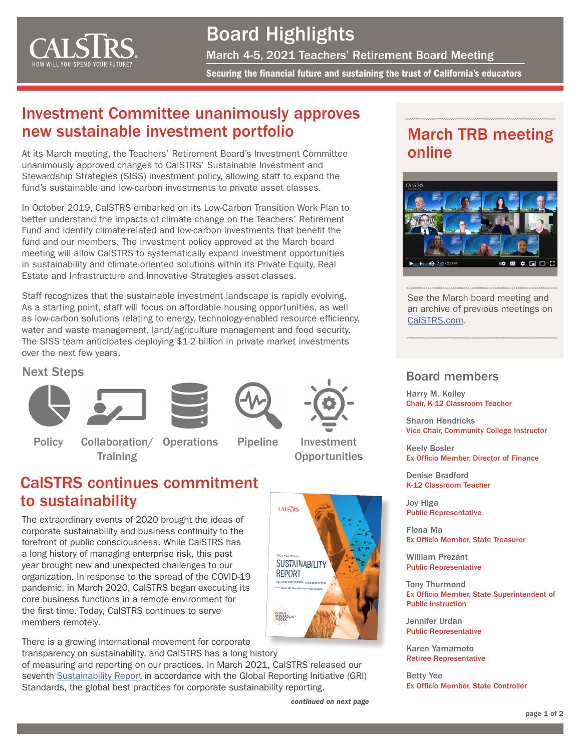# Board Highlights

**March 4-5, 2021 Teachers' Retirement Board Meeting**

**Securing the financial future and sustaining the trust of California's educators**

## Investment Committee unanimously approves new sustainable investment portfolio

At its March meeting, the Teachers' Retirement Board's Investment Committee unanimously approved changes to CalSTRS' Sustainable Investment and Stewardship Strategies (SISS) investment policy, allowing staff to expand the fund's sustainable and low-carbon investments to private asset classes.

In October 2019, CalSTRS embarked on its Low-Carbon Transition Work Plan to better understand the impacts of climate change on the Teachers' Retirement Fund and identify climate-related and low-carbon investments that benefit the fund and our members. The investment policy approved at the March board meeting will allow CalSTRS to systematically expand investment opportunities in sustainability and climate-oriented solutions within its Private Equity, Real Estate and Infrastructure and Innovative Strategies asset classes.

Staff recognizes that the sustainable investment landscape is rapidly evolving. As a starting point, staff will focus on affordable housing opportunities, as well as low-carbon solutions relating to energy, technology-enabled resource efficiency, water and waste management, land/agriculture management and food security. The SISS team anticipates deploying $1-2 billion in private market investments over the next few years.

### Next Steps

- Policy
- Collaboration/ Training
- Operations
- Pipeline
- Investment Opportunities

## CalSTRS continues commitment to sustainability

The extraordinary events of 2020 brought the ideas of corporate sustainability and business continuity to the forefront of public consciousness. While CalSTRS has a long history of managing enterprise risk, this past year brought new and unexpected challenges to our organization. In response to the spread of the COVID-19 pandemic, in March 2020, CalSTRS began executing its core business functions in a remote environment for the first time. Today, CalSTRS continues to serve members remotely.

There is a growing international movement for corporate transparency on sustainability, and CalSTRS has a long history of measuring and reporting on our practices. In March 2021, CalSTRS released our seventh Sustainability Report in accordance with the Global Reporting Initiative (GRI) Standards, the global best practices for corporate sustainability reporting.

*continued on next page*

## March TRB meeting online

See the March board meeting and an archive of previous meetings on CalSTRS.com.

## Board members

**Harry M. Keiley**
Chair, K-12 Classroom Teacher

**Sharon Hendricks**
Vice Chair, Community College Instructor

**Keely Bosler**
Ex Officio Member, Director of Finance

**Denise Bradford**
K-12 Classroom Teacher

**Joy Higa**
Public Representative

**Fiona Ma**
Ex Officio Member, State Treasurer

**William Prezant**
Public Representative

**Tony Thurmond**
Ex Officio Member, State Superintendent of Public Instruction

**Jennifer Urdan**
Public Representative

**Karen Yamamoto**
Retiree Representative

**Betty Yee**
Ex Officio Member, State Controller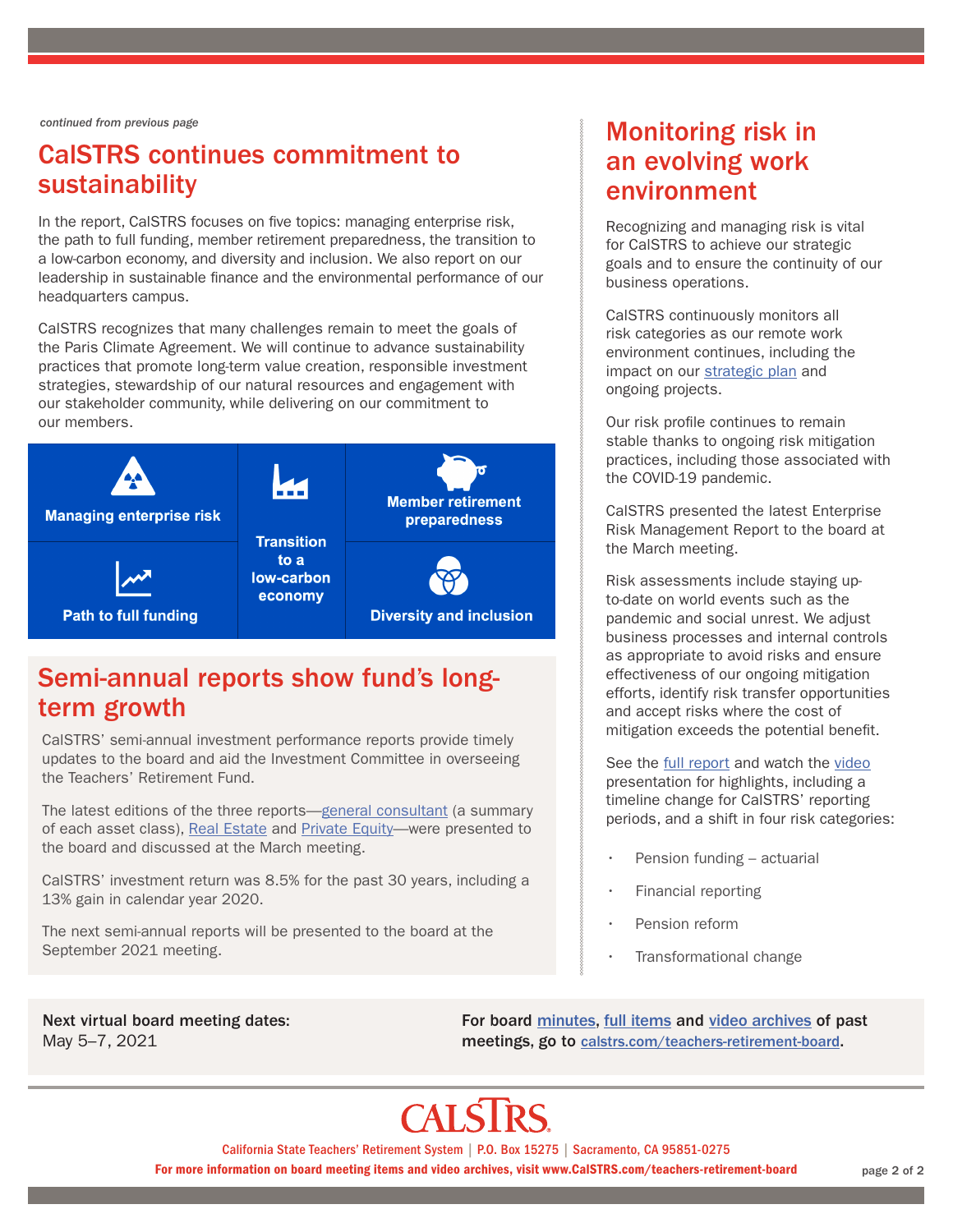*continued from previous page*

## CalSTRS continues commitment to sustainability

In the report, CalSTRS focuses on five topics: managing enterprise risk, the path to full funding, member retirement preparedness, the transition to a low-carbon economy, and diversity and inclusion. We also report on our leadership in sustainable finance and the environmental performance of our headquarters campus.

CalSTRS recognizes that many challenges remain to meet the goals of the Paris Climate Agreement. We will continue to advance sustainability practices that promote long-term value creation, responsible investment strategies, stewardship of our natural resources and engagement with our stakeholder community, while delivering on our commitment to our members.

Managing enterprise risk

Path to full funding

Transition to a low-carbon economy

Member retirement preparedness

Diversity and inclusion

## Semi-annual reports show fund's long-term growth

CalSTRS' semi-annual investment performance reports provide timely updates to the board and aid the Investment Committee in overseeing the Teachers' Retirement Fund.

The latest editions of the three reports—general consultant (a summary of each asset class), Real Estate and Private Equity—were presented to the board and discussed at the March meeting.

CalSTRS' investment return was 8.5% for the past 30 years, including a 13% gain in calendar year 2020.

The next semi-annual reports will be presented to the board at the September 2021 meeting.

## Monitoring risk in an evolving work environment

Recognizing and managing risk is vital for CalSTRS to achieve our strategic goals and to ensure the continuity of our business operations.

CalSTRS continuously monitors all risk categories as our remote work environment continues, including the impact on our strategic plan and ongoing projects.

Our risk profile continues to remain stable thanks to ongoing risk mitigation practices, including those associated with the COVID-19 pandemic.

CalSTRS presented the latest Enterprise Risk Management Report to the board at the March meeting.

Risk assessments include staying up-to-date on world events such as the pandemic and social unrest. We adjust business processes and internal controls as appropriate to avoid risks and ensure effectiveness of our ongoing mitigation efforts, identify risk transfer opportunities and accept risks where the cost of mitigation exceeds the potential benefit.

See the full report and watch the video presentation for highlights, including a timeline change for CalSTRS' reporting periods, and a shift in four risk categories:

- Pension funding – actuarial
- Financial reporting
- Pension reform
- Transformational change

**Next virtual board meeting dates:**
May 5–7, 2021

**For board minutes, full items and video archives of past meetings, go to calstrs.com/teachers-retirement-board.**

CALSTRS

California State Teachers' Retirement System | P.O. Box 15275 | Sacramento, CA 95851-0275

**For more information on board meeting items and video archives, visit www.CalSTRS.com/teachers-retirement-board**